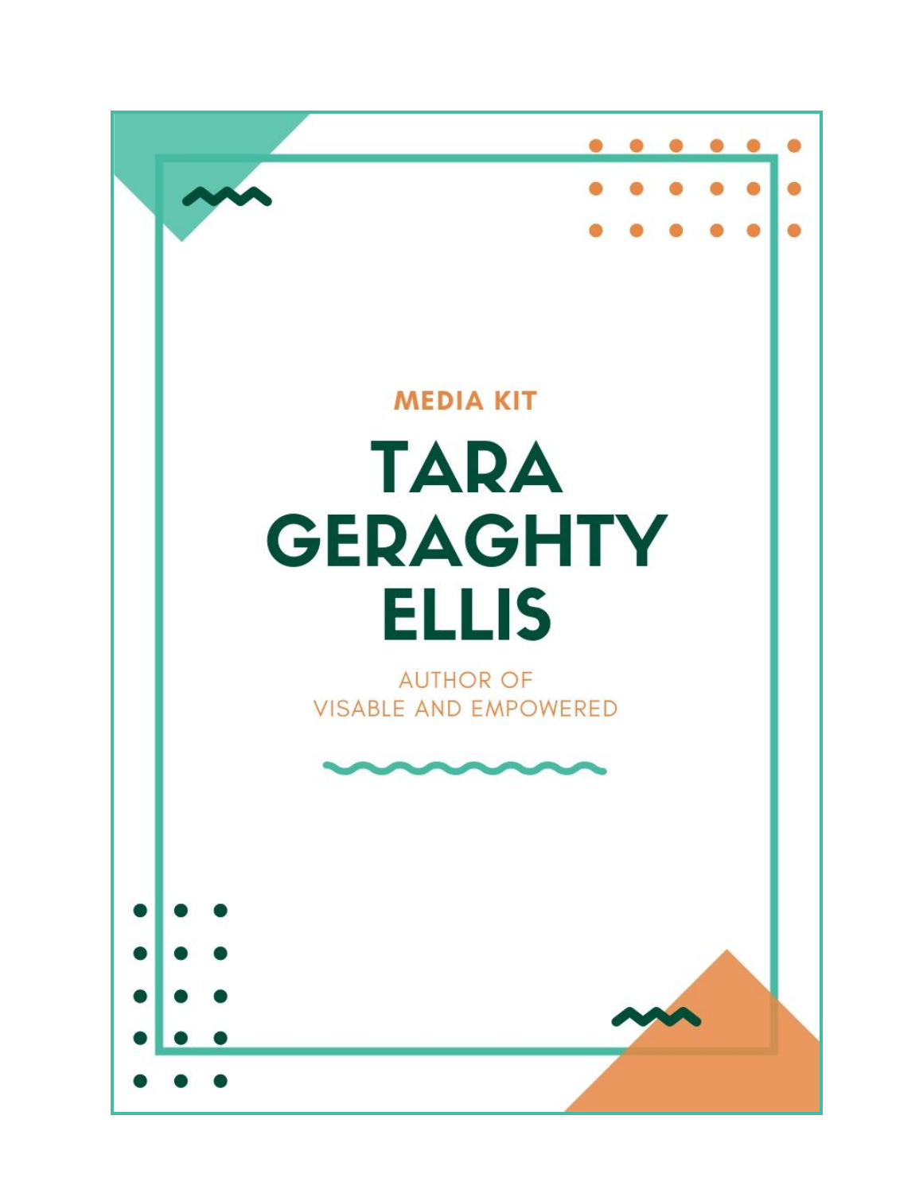MEDIA KIT

# TARA GERAGHTY ELLIS

AUTHOR OF
VISABLE AND EMPOWERED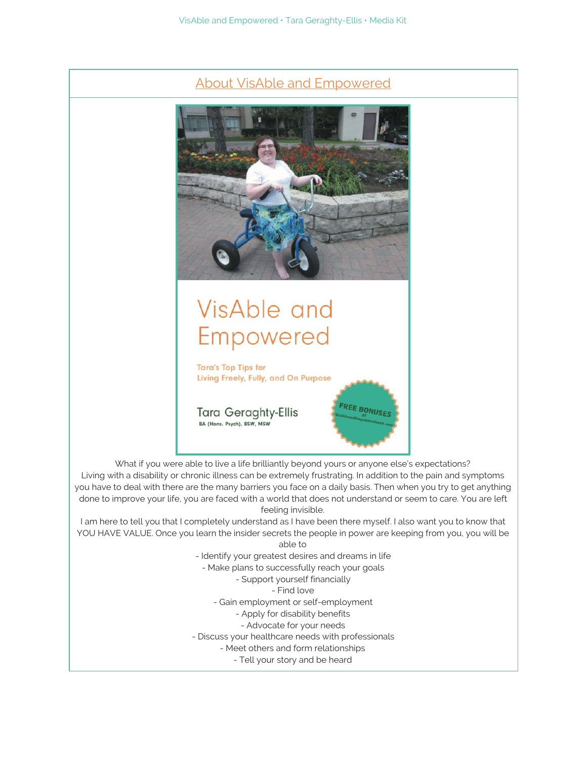## About VisAble and Empowered

What if you were able to live a life brilliantly beyond yours or anyone else's expectations?
Living with a disability or chronic illness can be extremely frustrating. In addition to the pain and symptoms you have to deal with there are the many barriers you face on a daily basis. Then when you try to get anything done to improve your life, you are faced with a world that does not understand or seem to care. You are left feeling invisible.
I am here to tell you that I completely understand as I have been there myself. I also want you to know that YOU HAVE VALUE. Once you learn the insider secrets the people in power are keeping from you, you will be able to

- Identify your greatest desires and dreams in life
- Make plans to successfully reach your goals
- Support yourself financially
- Find love
- Gain employment or self-employment
- Apply for disability benefits
- Advocate for your needs
- Discuss your healthcare needs with professionals
- Meet others and form relationships
- Tell your story and be heard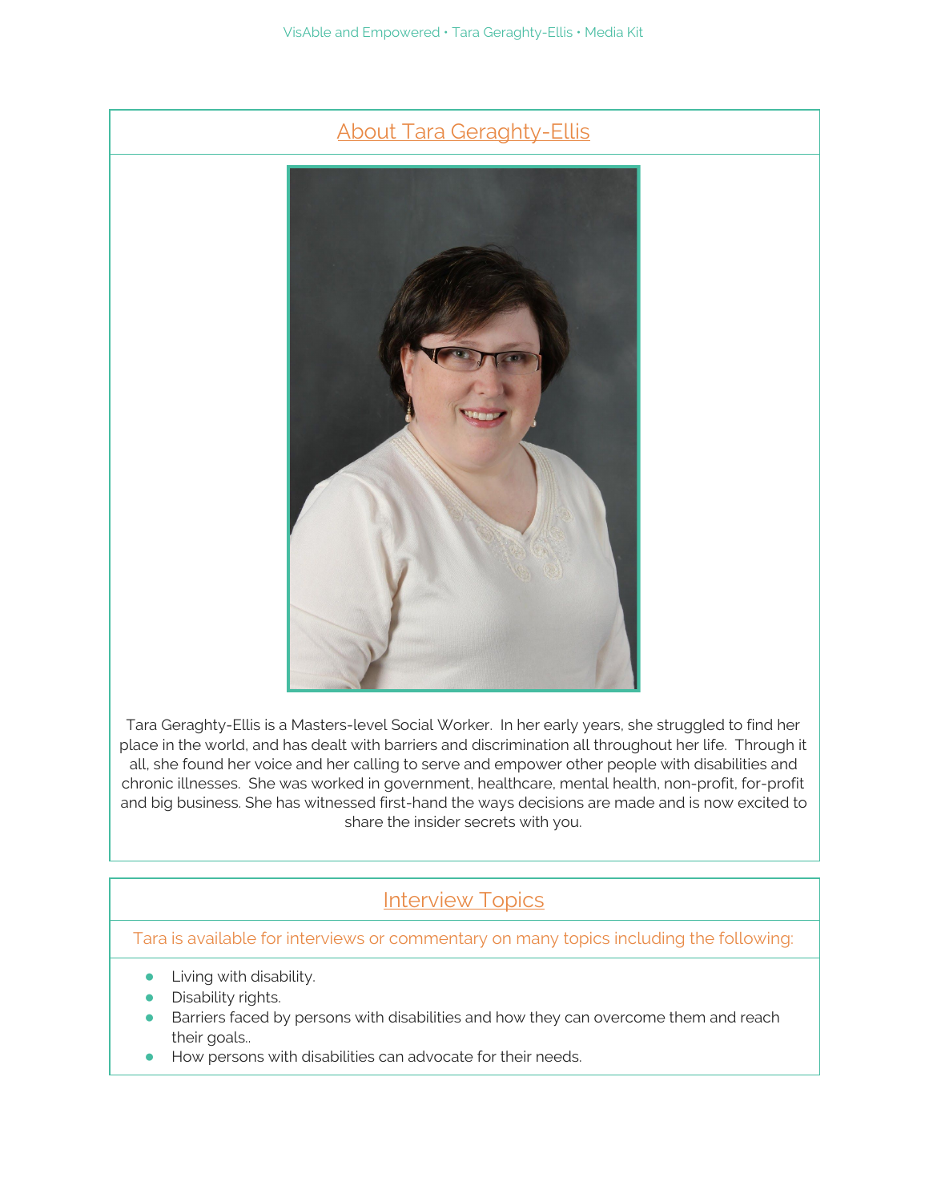## About Tara Geraghty-Ellis

Tara Geraghty-Ellis is a Masters-level Social Worker. In her early years, she struggled to find her place in the world, and has dealt with barriers and discrimination all throughout her life. Through it all, she found her voice and her calling to serve and empower other people with disabilities and chronic illnesses. She was worked in government, healthcare, mental health, non-profit, for-profit and big business. She has witnessed first-hand the ways decisions are made and is now excited to share the insider secrets with you.

## Interview Topics

Tara is available for interviews or commentary on many topics including the following:

- Living with disability.
- Disability rights.
- Barriers faced by persons with disabilities and how they can overcome them and reach their goals..
- How persons with disabilities can advocate for their needs.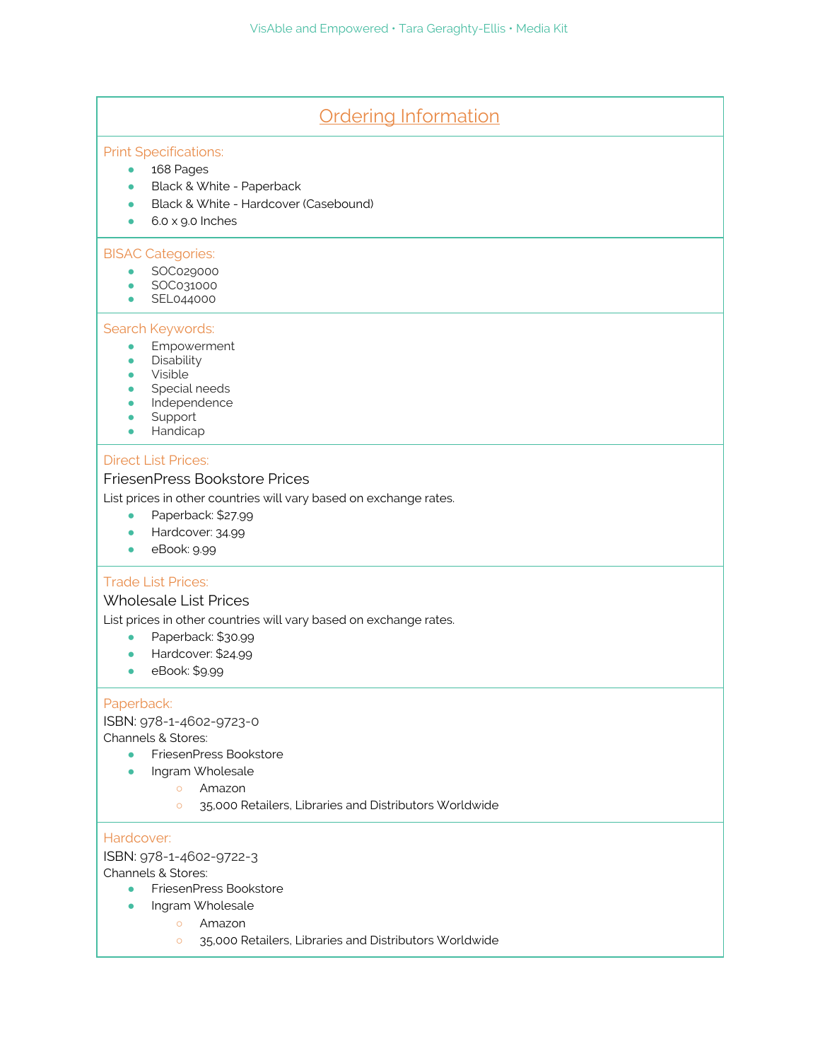# Ordering Information

### Print Specifications:

- 168 Pages
- Black & White - Paperback
- Black & White - Hardcover (Casebound)
- 6.0 x 9.0 Inches

### BISAC Categories:

- SOC029000
- SOC031000
- SEL044000

### Search Keywords:

- Empowerment
- Disability
- Visible
- Special needs
- Independence
- Support
- Handicap

### Direct List Prices:

FriesenPress Bookstore Prices

List prices in other countries will vary based on exchange rates.

- Paperback: $27.99
- Hardcover: 34.99
- eBook: 9.99

### Trade List Prices:

Wholesale List Prices

List prices in other countries will vary based on exchange rates.

- Paperback: $30.99
- Hardcover: $24.99
- eBook: $9.99

### Paperback:

ISBN: 978-1-4602-9723-0

Channels & Stores:

- FriesenPress Bookstore
- Ingram Wholesale
  - Amazon
  - 35,000 Retailers, Libraries and Distributors Worldwide

### Hardcover:

ISBN: 978-1-4602-9722-3

Channels & Stores:

- FriesenPress Bookstore
- Ingram Wholesale
  - Amazon
  - 35,000 Retailers, Libraries and Distributors Worldwide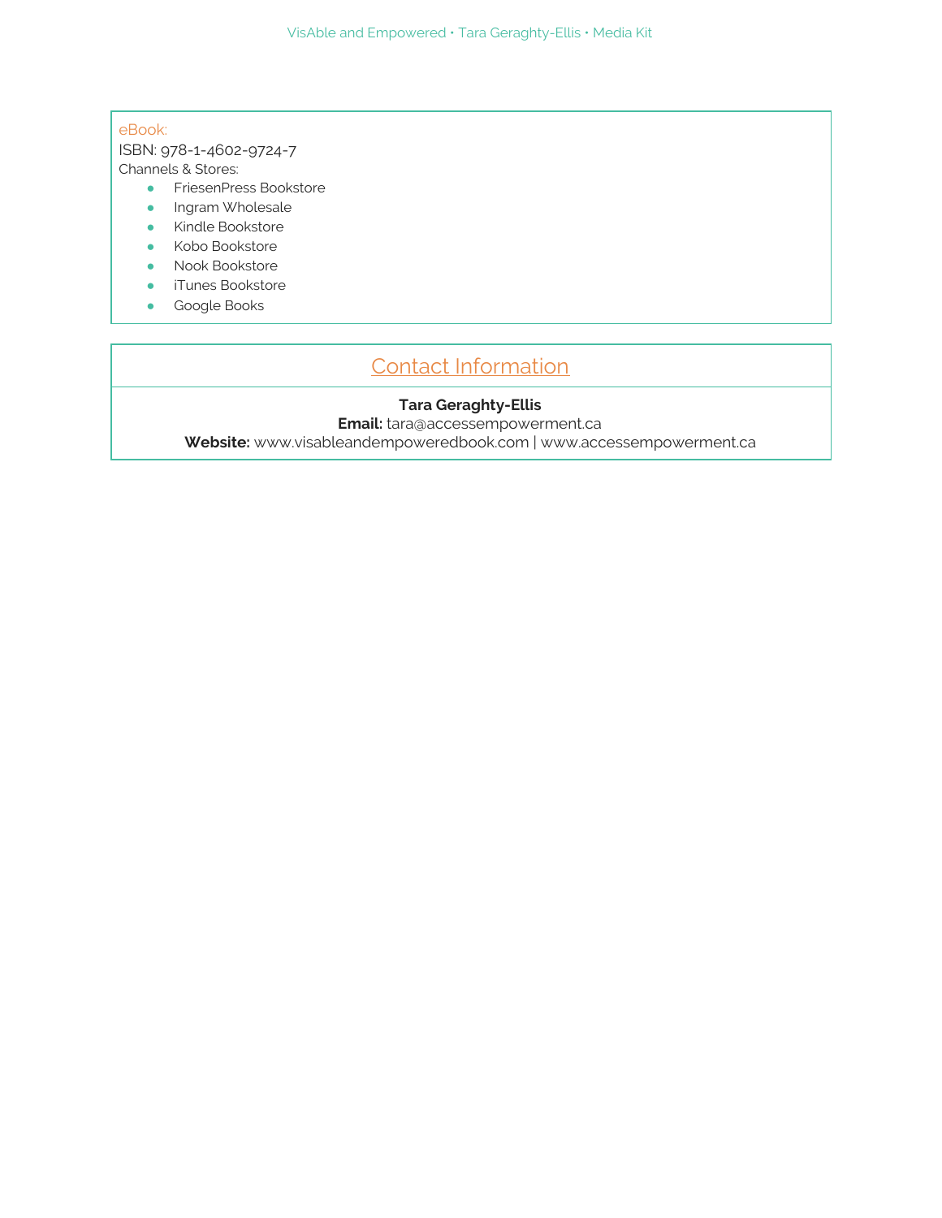eBook:

ISBN: 978-1-4602-9724-7

Channels & Stores:

- FriesenPress Bookstore
- Ingram Wholesale
- Kindle Bookstore
- Kobo Bookstore
- Nook Bookstore
- iTunes Bookstore
- Google Books

## Contact Information

**Tara Geraghty-Ellis**

**Email:** tara@accessempowerment.ca

**Website:** www.visableandempoweredbook.com | www.accessempowerment.ca